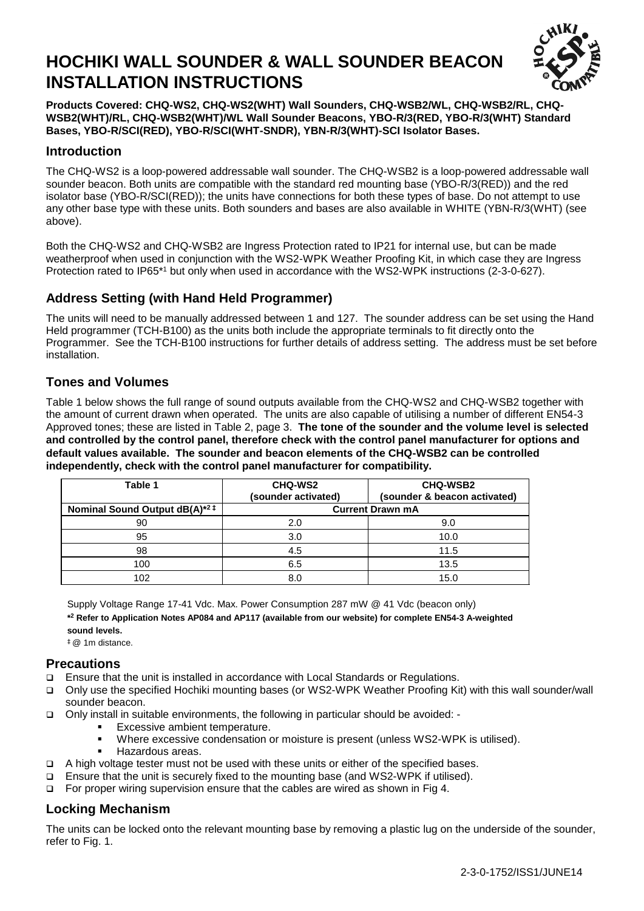# HOCHIKI WALL SOUNDER & WALL SOUNDER BEACON INSTALLATION INSTRUCTIONS

**Products Covered: CHQ-WS2, CHQ-WS2(WHT) Wall Sounders, CHQ-WSB2/WL, CHQ-WSB2/RL, CHQ-WSB2(WHT)/RL, CHQ-WSB2(WHT)/WL Wall Sounder Beacons, YBO-R/3(RED), YBO-R/3(WHT) Standard Bases, YBO-R/SCI(RED), YBO-R/SCI(WHT-SNDR), YBN-R/3(WHT)-SCI Isolator Bases.**

## Introduction

The CHQ-WS2 is a loop-powered addressable wall sounder. The CHQ-WSB2 is a loop-powered addressable wall sounder beacon. Both units are compatible with the standard red mounting base (YBO-R/3(RED)) and the red isolator base (YBO-R/SCI(RED)); the units have connections for both these types of base. Do not attempt to use any other base type with these units. Both sounders and bases are also available in WHITE (YBN-R/3(WHT) (see above).

Both the CHQ-WS2 and CHQ-WSB2 are Ingress Protection rated to IP21 for internal use, but can be made weatherproof when used in conjunction with the WS2-WPK Weather Proofing Kit, in which case they are Ingress Protection rated to IP65*[1] but only when used in accordance with the WS2-WPK instructions (2-3-0-627).

## Address Setting (with Hand Held Programmer)

The units will need to be manually addressed between 1 and 127. The sounder address can be set using the Hand Held programmer (TCH-B100) as the units both include the appropriate terminals to fit directly onto the Programmer. See the TCH-B100 instructions for further details of address setting. The address must be set before installation.

## Tones and Volumes

Table 1 below shows the full range of sound outputs available from the CHQ-WS2 and CHQ-WSB2 together with the amount of current drawn when operated. The units are also capable of utilising a number of different EN54-3 Approved tones; these are listed in Table 2, page 3. **The tone of the sounder and the volume level is selected and controlled by the control panel, therefore check with the control panel manufacturer for options and default values available. The sounder and beacon elements of the CHQ-WSB2 can be controlled independently, check with the control panel manufacturer for compatibility.**

| Table 1 | CHQ-WS2 (sounder activated) | CHQ-WSB2 (sounder & beacon activated) |
|---|---|---|
| **Nominal Sound Output dB(A)*[2] ‡** | **Current Drawn mA** | |
| 90 | 2.0 | 9.0 |
| 95 | 3.0 | 10.0 |
| 98 | 4.5 | 11.5 |
| 100 | 6.5 | 13.5 |
| 102 | 8.0 | 15.0 |

Supply Voltage Range 17-41 Vdc. Max. Power Consumption 287 mW @ 41 Vdc (beacon only)

**\*[2] Refer to Application Notes AP084 and AP117 (available from our website) for complete EN54-3 A-weighted sound levels.**

‡ @ 1m distance.

## Precautions

- Ensure that the unit is installed in accordance with Local Standards or Regulations.
- Only use the specified Hochiki mounting bases (or WS2-WPK Weather Proofing Kit) with this wall sounder/wall sounder beacon.
- Only install in suitable environments, the following in particular should be avoided: -
  - Excessive ambient temperature.
  - Where excessive condensation or moisture is present (unless WS2-WPK is utilised).
  - Hazardous areas.
- A high voltage tester must not be used with these units or either of the specified bases.
- Ensure that the unit is securely fixed to the mounting base (and WS2-WPK if utilised).
- For proper wiring supervision ensure that the cables are wired as shown in Fig 4.

## Locking Mechanism

The units can be locked onto the relevant mounting base by removing a plastic lug on the underside of the sounder, refer to Fig. 1.

2-3-0-1752/ISS1/JUNE14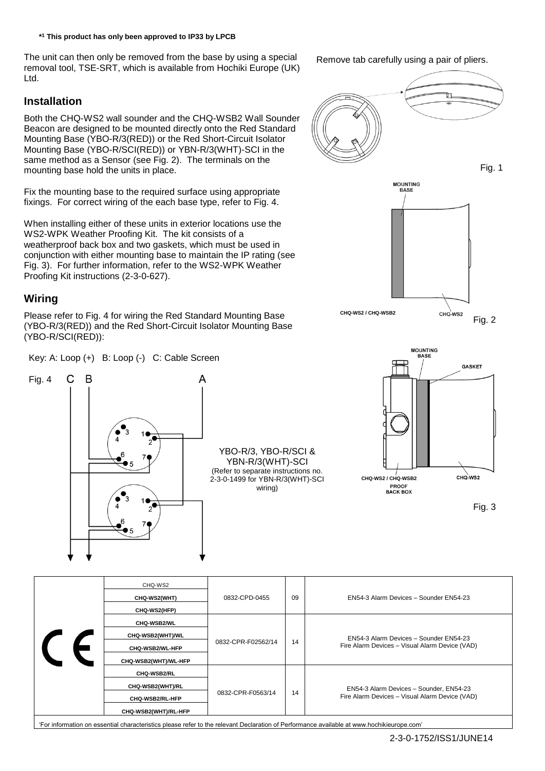**\*1 This product has only been approved to IP33 by LPCB**

The unit can then only be removed from the base by using a special removal tool, TSE-SRT, which is available from Hochiki Europe (UK) Ltd.

## Installation

Both the CHQ-WS2 wall sounder and the CHQ-WSB2 Wall Sounder Beacon are designed to be mounted directly onto the Red Standard Mounting Base (YBO-R/3(RED)) or the Red Short-Circuit Isolator Mounting Base (YBO-R/SCI(RED)) or YBN-R/3(WHT)-SCI in the same method as a Sensor (see Fig. 2). The terminals on the mounting base hold the units in place.

Fix the mounting base to the required surface using appropriate fixings. For correct wiring of the each base type, refer to Fig. 4.

When installing either of these units in exterior locations use the WS2-WPK Weather Proofing Kit. The kit consists of a weatherproof back box and two gaskets, which must be used in conjunction with either mounting base to maintain the IP rating (see Fig. 3). For further information, refer to the WS2-WPK Weather Proofing Kit instructions (2-3-0-627).

## Wiring

Please refer to Fig. 4 for wiring the Red Standard Mounting Base (YBO-R/3(RED)) and the Red Short-Circuit Isolator Mounting Base (YBO-R/SCI(RED)):

Key: A: Loop (+) B: Loop (-) C: Cable Screen

Fig. 4

YBO-R/3, YBO-R/SCI & YBN-R/3(WHT)-SCI
(Refer to separate instructions no. 2-3-0-1499 for YBN-R/3(WHT)-SCI wiring)

Remove tab carefully using a pair of pliers.

Fig. 1

MOUNTING BASE

CHQ-WS2 / CHQ-WSB2 CHQ-WS2

Fig. 2

MOUNTING BASE GASKET

CHQ-WS2 / CHQ-WSB2 PROOF BACK BOX CHQ-WS2

Fig. 3

| CE | Model | Certificate | Year | Standard |
|---|---|---|---|---|
| | CHQ-WS2<br>CHQ-WS2(WHT)<br>CHQ-WS2(HFP) | 0832-CPD-0455 | 09 | EN54-3 Alarm Devices – Sounder EN54-23 |
| | CHQ-WSB2/WL<br>CHQ-WSB2(WHT)/WL<br>CHQ-WSB2/WL-HFP<br>CHQ-WSB2(WHT)/WL-HFP | 0832-CPR-F02562/14 | 14 | EN54-3 Alarm Devices – Sounder EN54-23<br>Fire Alarm Devices – Visual Alarm Device (VAD) |
| | CHQ-WSB2/RL<br>CHQ-WSB2(WHT)/RL<br>CHQ-WSB2/RL-HFP<br>CHQ-WSB2(WHT)/RL-HFP | 0832-CPR-F0563/14 | 14 | EN54-3 Alarm Devices – Sounder, EN54-23<br>Fire Alarm Devices – Visual Alarm Device (VAD) |

'For information on essential characteristics please refer to the relevant Declaration of Performance available at www.hochikieurope.com'

2-3-0-1752/ISS1/JUNE14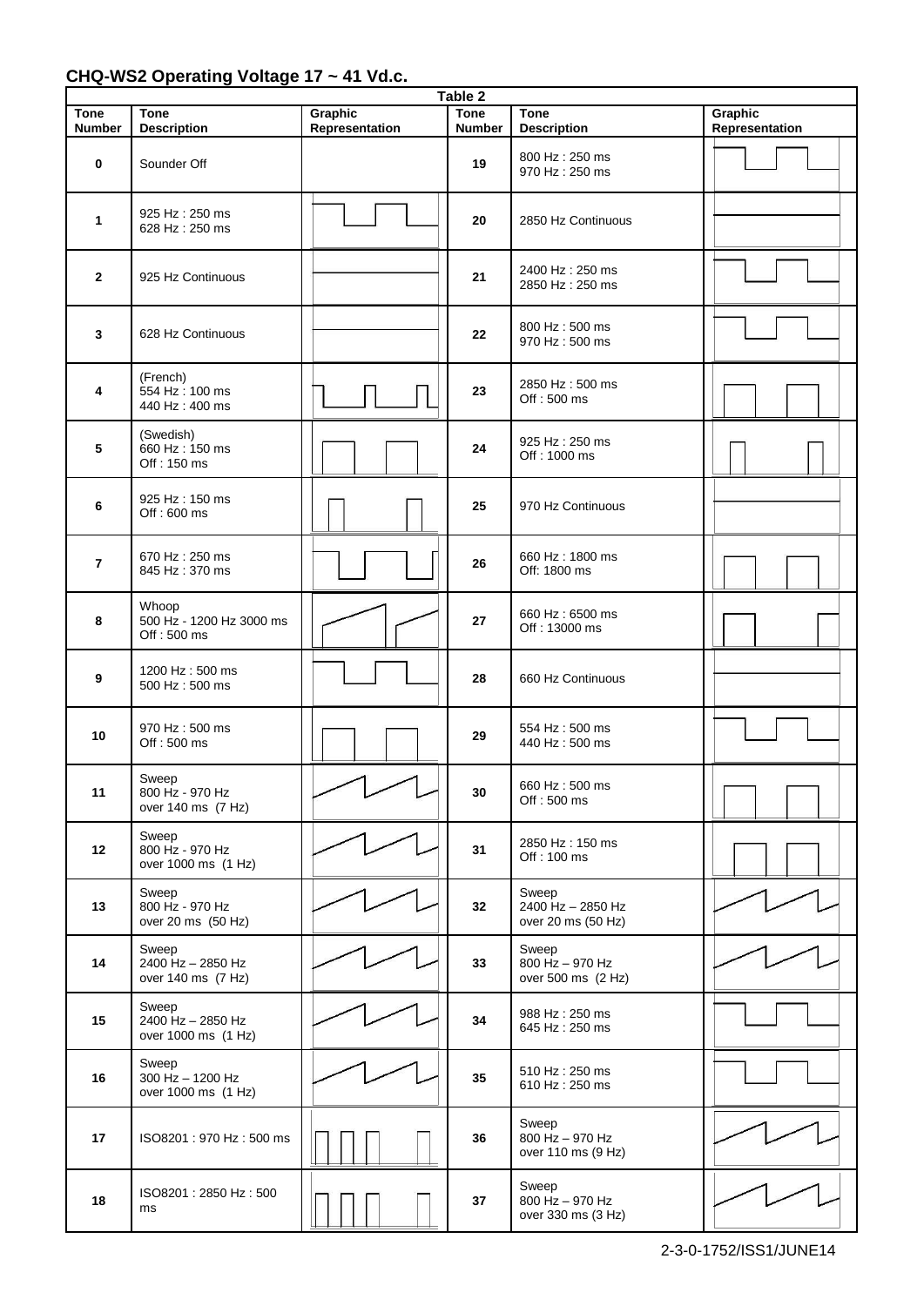## CHQ-WS2 Operating Voltage 17 ~ 41 Vd.c.

| Table 2 | | | | | |
|---|---|---|---|---|---|
| **Tone Number** | **Tone Description** | **Graphic Representation** | **Tone Number** | **Tone Description** | **Graphic Representation** |
| 0 | Sounder Off | | 19 | 800 Hz : 250 ms<br>970 Hz : 250 ms | |
| 1 | 925 Hz : 250 ms<br>628 Hz : 250 ms | | 20 | 2850 Hz Continuous | |
| 2 | 925 Hz Continuous | | 21 | 2400 Hz : 250 ms<br>2850 Hz : 250 ms | |
| 3 | 628 Hz Continuous | | 22 | 800 Hz : 500 ms<br>970 Hz : 500 ms | |
| 4 | (French)<br>554 Hz : 100 ms<br>440 Hz : 400 ms | | 23 | 2850 Hz : 500 ms<br>Off : 500 ms | |
| 5 | (Swedish)<br>660 Hz : 150 ms<br>Off : 150 ms | | 24 | 925 Hz : 250 ms<br>Off : 1000 ms | |
| 6 | 925 Hz : 150 ms<br>Off : 600 ms | | 25 | 970 Hz Continuous | |
| 7 | 670 Hz : 250 ms<br>845 Hz : 370 ms | | 26 | 660 Hz : 1800 ms<br>Off: 1800 ms | |
| 8 | Whoop<br>500 Hz - 1200 Hz 3000 ms<br>Off : 500 ms | | 27 | 660 Hz : 6500 ms<br>Off : 13000 ms | |
| 9 | 1200 Hz : 500 ms<br>500 Hz : 500 ms | | 28 | 660 Hz Continuous | |
| 10 | 970 Hz : 500 ms<br>Off : 500 ms | | 29 | 554 Hz : 500 ms<br>440 Hz : 500 ms | |
| 11 | Sweep<br>800 Hz - 970 Hz<br>over 140 ms (7 Hz) | | 30 | 660 Hz : 500 ms<br>Off : 500 ms | |
| 12 | Sweep<br>800 Hz - 970 Hz<br>over 1000 ms (1 Hz) | | 31 | 2850 Hz : 150 ms<br>Off : 100 ms | |
| 13 | Sweep<br>800 Hz - 970 Hz<br>over 20 ms (50 Hz) | | 32 | Sweep<br>2400 Hz – 2850 Hz<br>over 20 ms (50 Hz) | |
| 14 | Sweep<br>2400 Hz – 2850 Hz<br>over 140 ms (7 Hz) | | 33 | Sweep<br>800 Hz – 970 Hz<br>over 500 ms (2 Hz) | |
| 15 | Sweep<br>2400 Hz – 2850 Hz<br>over 1000 ms (1 Hz) | | 34 | 988 Hz : 250 ms<br>645 Hz : 250 ms | |
| 16 | Sweep<br>300 Hz – 1200 Hz<br>over 1000 ms (1 Hz) | | 35 | 510 Hz : 250 ms<br>610 Hz : 250 ms | |
| 17 | ISO8201 : 970 Hz : 500 ms | | 36 | Sweep<br>800 Hz – 970 Hz<br>over 110 ms (9 Hz) | |
| 18 | ISO8201 : 2850 Hz : 500 ms | | 37 | Sweep<br>800 Hz – 970 Hz<br>over 330 ms (3 Hz) | |

2-3-0-1752/ISS1/JUNE14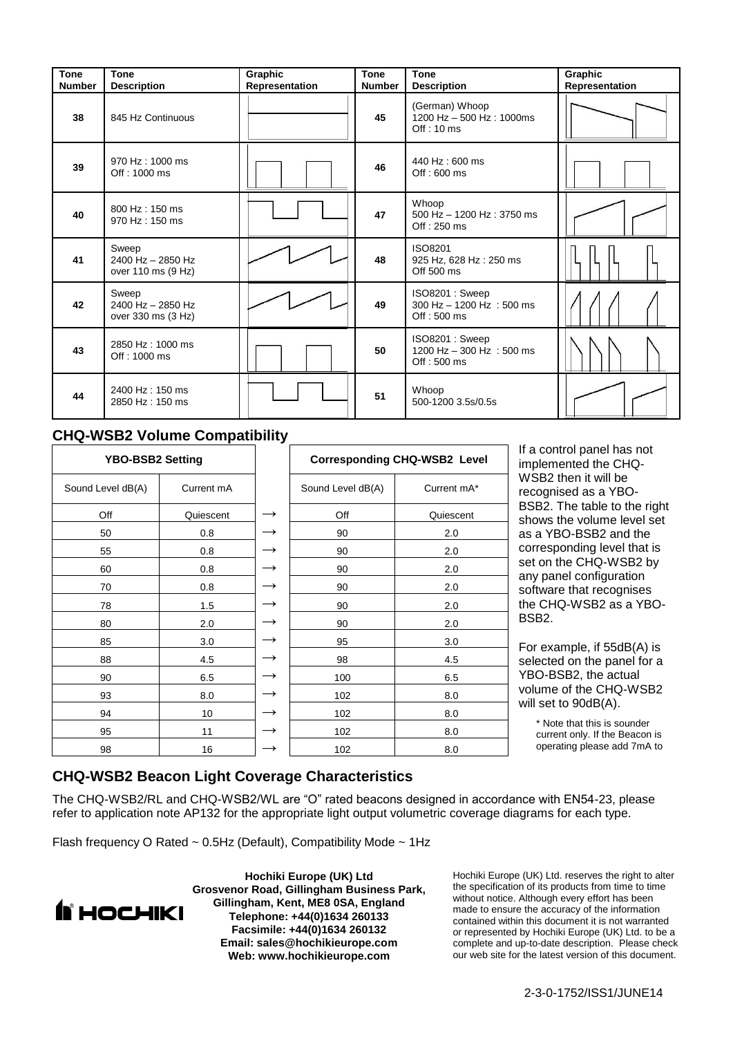| Tone Number | Tone Description | Graphic Representation | Tone Number | Tone Description | Graphic Representation |
|---|---|---|---|---|---|
| 38 | 845 Hz Continuous | | 45 | (German) Whoop 1200 Hz – 500 Hz : 1000ms Off : 10 ms | |
| 39 | 970 Hz : 1000 ms Off : 1000 ms | | 46 | 440 Hz : 600 ms Off : 600 ms | |
| 40 | 800 Hz : 150 ms 970 Hz : 150 ms | | 47 | Whoop 500 Hz – 1200 Hz : 3750 ms Off : 250 ms | |
| 41 | Sweep 2400 Hz – 2850 Hz over 110 ms (9 Hz) | | 48 | ISO8201 925 Hz, 628 Hz : 250 ms Off 500 ms | |
| 42 | Sweep 2400 Hz – 2850 Hz over 330 ms (3 Hz) | | 49 | ISO8201 : Sweep 300 Hz – 1200 Hz : 500 ms Off : 500 ms | |
| 43 | 2850 Hz : 1000 ms Off : 1000 ms | | 50 | ISO8201 : Sweep 1200 Hz – 300 Hz : 500 ms Off : 500 ms | |
| 44 | 2400 Hz : 150 ms 2850 Hz : 150 ms | | 51 | Whoop 500-1200 3.5s/0.5s | |

## CHQ-WSB2 Volume Compatibility

| YBO-BSB2 Setting | | | Corresponding CHQ-WSB2 Level | |
|---|---|---|---|---|
| Sound Level dB(A) | Current mA | | Sound Level dB(A) | Current mA* |
| Off | Quiescent | → | Off | Quiescent |
| 50 | 0.8 | → | 90 | 2.0 |
| 55 | 0.8 | → | 90 | 2.0 |
| 60 | 0.8 | → | 90 | 2.0 |
| 70 | 0.8 | → | 90 | 2.0 |
| 78 | 1.5 | → | 90 | 2.0 |
| 80 | 2.0 | → | 90 | 2.0 |
| 85 | 3.0 | → | 95 | 3.0 |
| 88 | 4.5 | → | 98 | 4.5 |
| 90 | 6.5 | → | 100 | 6.5 |
| 93 | 8.0 | → | 102 | 8.0 |
| 94 | 10 | → | 102 | 8.0 |
| 95 | 11 | → | 102 | 8.0 |
| 98 | 16 | → | 102 | 8.0 |

If a control panel has not implemented the CHQ-WSB2 then it will be recognised as a YBO-BSB2. The table to the right shows the volume level set as a YBO-BSB2 and the corresponding level that is set on the CHQ-WSB2 by any panel configuration software that recognises the CHQ-WSB2 as a YBO-BSB2.

For example, if 55dB(A) is selected on the panel for a YBO-BSB2, the actual volume of the CHQ-WSB2 will set to 90dB(A).

\* Note that this is sounder current only. If the Beacon is operating please add 7mA to

## CHQ-WSB2 Beacon Light Coverage Characteristics

The CHQ-WSB2/RL and CHQ-WSB2/WL are "O" rated beacons designed in accordance with EN54-23, please refer to application note AP132 for the appropriate light output volumetric coverage diagrams for each type.

Flash frequency O Rated ~ 0.5Hz (Default), Compatibility Mode ~ 1Hz

HOCHIKI

**Hochiki Europe (UK) Ltd**
**Grosvenor Road, Gillingham Business Park,**
**Gillingham, Kent, ME8 0SA, England**
**Telephone: +44(0)1634 260133**
**Facsimile: +44(0)1634 260132**
**Email: sales@hochikieurope.com**
**Web: www.hochikieurope.com**

Hochiki Europe (UK) Ltd. reserves the right to alter the specification of its products from time to time without notice. Although every effort has been made to ensure the accuracy of the information contained within this document it is not warranted or represented by Hochiki Europe (UK) Ltd. to be a complete and up-to-date description. Please check our web site for the latest version of this document.

2-3-0-1752/ISS1/JUNE14